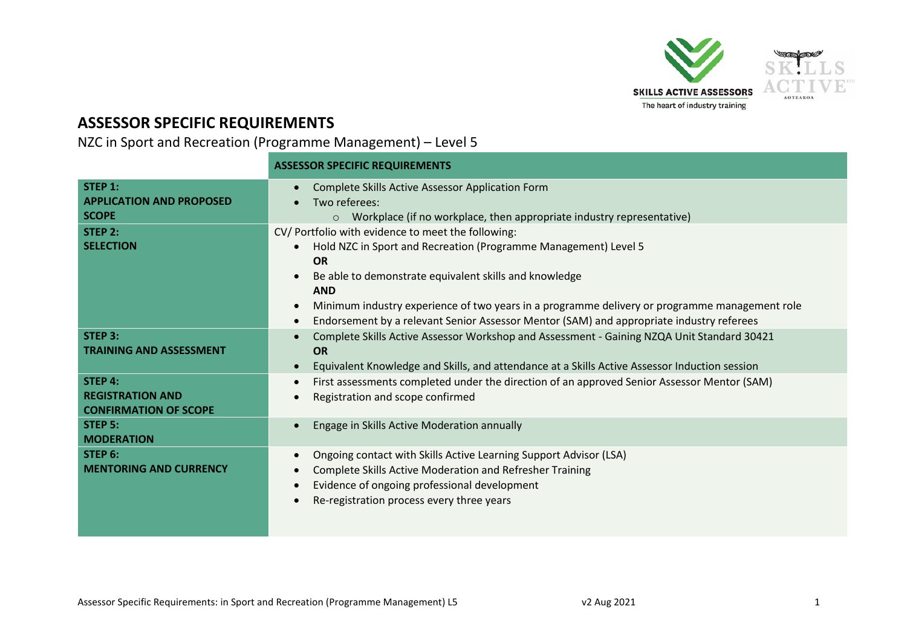# ASSESSOR SPECIFIC REQUIREMENTS

NZC in Sport and Recreation (Programme Management) – Level 5

| | ASSESSOR SPECIFIC REQUIREMENTS |
|---|---|
| **STEP 1: APPLICATION AND PROPOSED SCOPE** | • Complete Skills Active Assessor Application Form<br>• Two referees:<br>  ○ Workplace (if no workplace, then appropriate industry representative) |
| **STEP 2: SELECTION** | CV/ Portfolio with evidence to meet the following:<br>• Hold NZC in Sport and Recreation (Programme Management) Level 5<br>**OR**<br>• Be able to demonstrate equivalent skills and knowledge<br>**AND**<br>• Minimum industry experience of two years in a programme delivery or programme management role<br>• Endorsement by a relevant Senior Assessor Mentor (SAM) and appropriate industry referees |
| **STEP 3: TRAINING AND ASSESSMENT** | • Complete Skills Active Assessor Workshop and Assessment - Gaining NZQA Unit Standard 30421<br>**OR**<br>• Equivalent Knowledge and Skills, and attendance at a Skills Active Assessor Induction session |
| **STEP 4: REGISTRATION AND CONFIRMATION OF SCOPE** | • First assessments completed under the direction of an approved Senior Assessor Mentor (SAM)<br>• Registration and scope confirmed |
| **STEP 5: MODERATION** | • Engage in Skills Active Moderation annually |
| **STEP 6: MENTORING AND CURRENCY** | • Ongoing contact with Skills Active Learning Support Advisor (LSA)<br>• Complete Skills Active Moderation and Refresher Training<br>• Evidence of ongoing professional development<br>• Re-registration process every three years |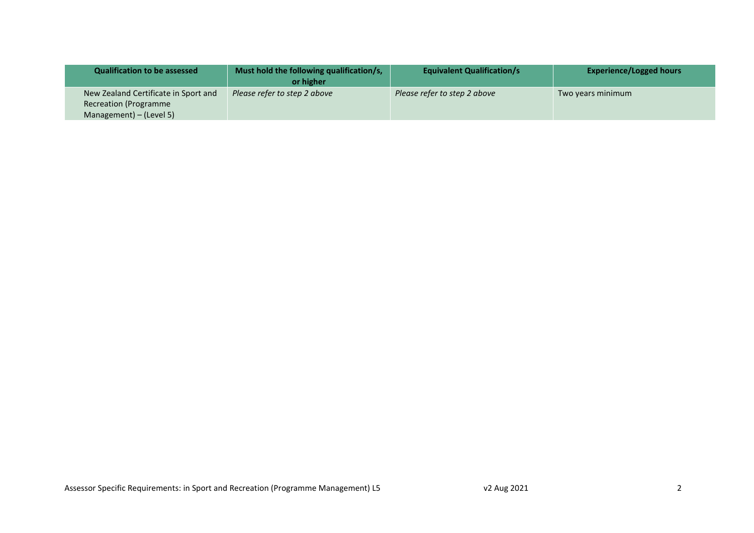| Qualification to be assessed | Must hold the following qualification/s, or higher | Equivalent Qualification/s | Experience/Logged hours |
|---|---|---|---|
| New Zealand Certificate in Sport and Recreation (Programme Management) – (Level 5) | *Please refer to step 2 above* | *Please refer to step 2 above* | Two years minimum |